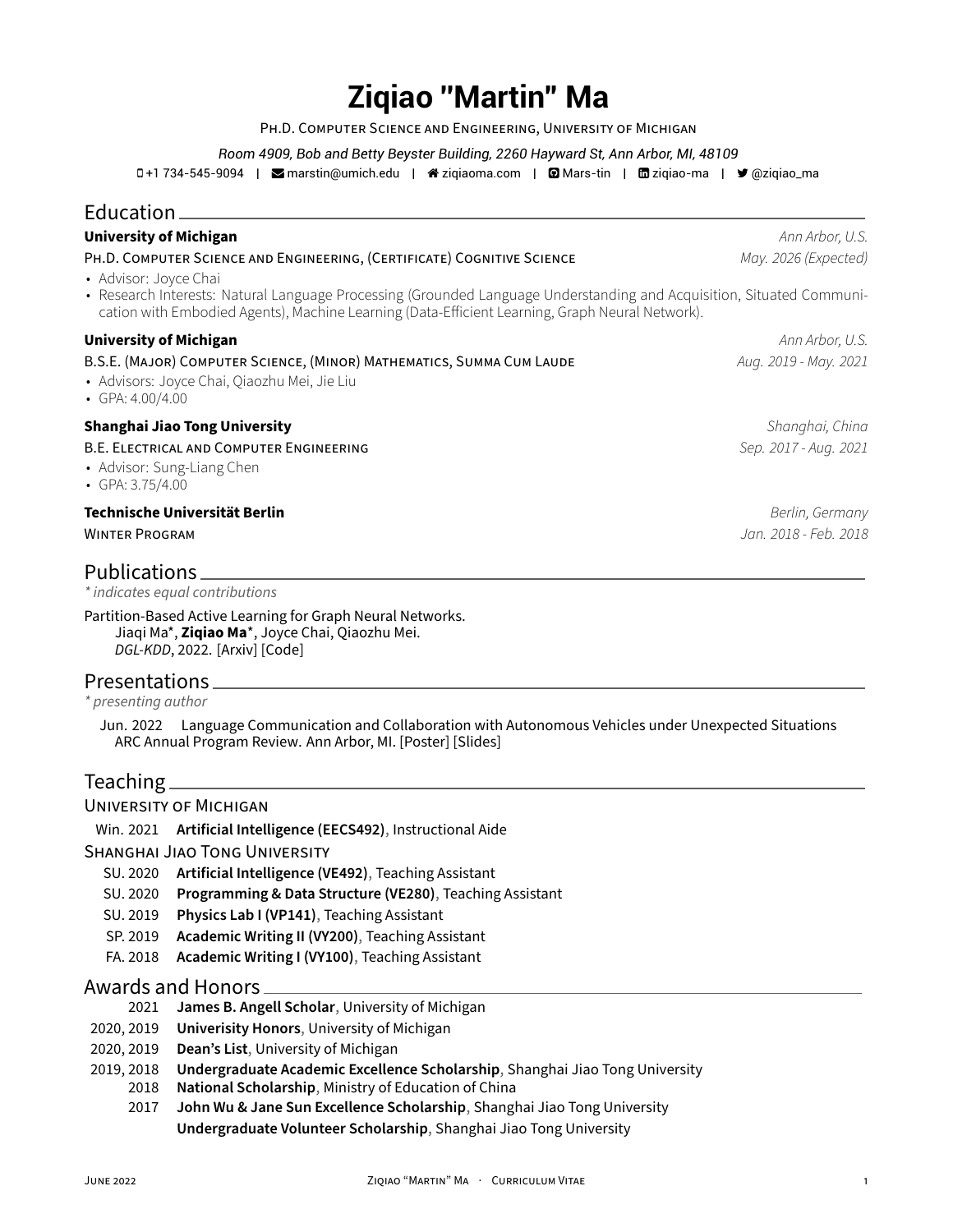# Ziqiao "Martin" Ma

Ph.D. Computer Science and Engineering, University of Michigan

*Room 4909, Bob and Betty Beyster Building, 2260 Hayward St, Ann Arbor, MI, 48109*

+1 734-545-9094 | marstin@umich.edu | ziqiaoma.com | Mars-tin | ziqiao-ma | @ziqiao_ma

## Education

**University of Michigan** — *Ann Arbor, U.S.*

Ph.D. Computer Science and Engineering, (Certificate) Cognitive Science — *May. 2026 (Expected)*

- Advisor: Joyce Chai
- Research Interests: Natural Language Processing (Grounded Language Understanding and Acquisition, Situated Communication with Embodied Agents), Machine Learning (Data-Efficient Learning, Graph Neural Network).

**University of Michigan** — *Ann Arbor, U.S.*

B.S.E. (Major) Computer Science, (Minor) Mathematics, Summa Cum Laude — *Aug. 2019 - May. 2021*

- Advisors: Joyce Chai, Qiaozhu Mei, Jie Liu
- GPA: 4.00/4.00

**Shanghai Jiao Tong University** — *Shanghai, China*

B.E. Electrical and Computer Engineering — *Sep. 2017 - Aug. 2021*

- Advisor: Sung-Liang Chen
- GPA: 3.75/4.00

**Technische Universität Berlin** — *Berlin, Germany*

Winter Program — *Jan. 2018 - Feb. 2018*

## Publications

*\* indicates equal contributions*

Partition-Based Active Learning for Graph Neural Networks.
Jiaqi Ma*, **Ziqiao Ma***, Joyce Chai, Qiaozhu Mei.
*DGL-KDD*, 2022. [Arxiv] [Code]

## Presentations

*\* presenting author*

Jun. 2022 — Language Communication and Collaboration with Autonomous Vehicles under Unexpected Situations
ARC Annual Program Review. Ann Arbor, MI. [Poster] [Slides]

## Teaching

### University of Michigan

- Win. 2021 — **Artificial Intelligence (EECS492)**, Instructional Aide

### Shanghai Jiao Tong University

- SU. 2020 — **Artificial Intelligence (VE492)**, Teaching Assistant
- SU. 2020 — **Programming & Data Structure (VE280)**, Teaching Assistant
- SU. 2019 — **Physics Lab I (VP141)**, Teaching Assistant
- SP. 2019 — **Academic Writing II (VY200)**, Teaching Assistant
- FA. 2018 — **Academic Writing I (VY100)**, Teaching Assistant

## Awards and Honors

- 2021 — **James B. Angell Scholar**, University of Michigan
- 2020, 2019 — **Univerisity Honors**, University of Michigan
- 2020, 2019 — **Dean's List**, University of Michigan
- 2019, 2018 — **Undergraduate Academic Excellence Scholarship**, Shanghai Jiao Tong University
- 2018 — **National Scholarship**, Ministry of Education of China
- 2017 — **John Wu & Jane Sun Excellence Scholarship**, Shanghai Jiao Tong University
- **Undergraduate Volunteer Scholarship**, Shanghai Jiao Tong University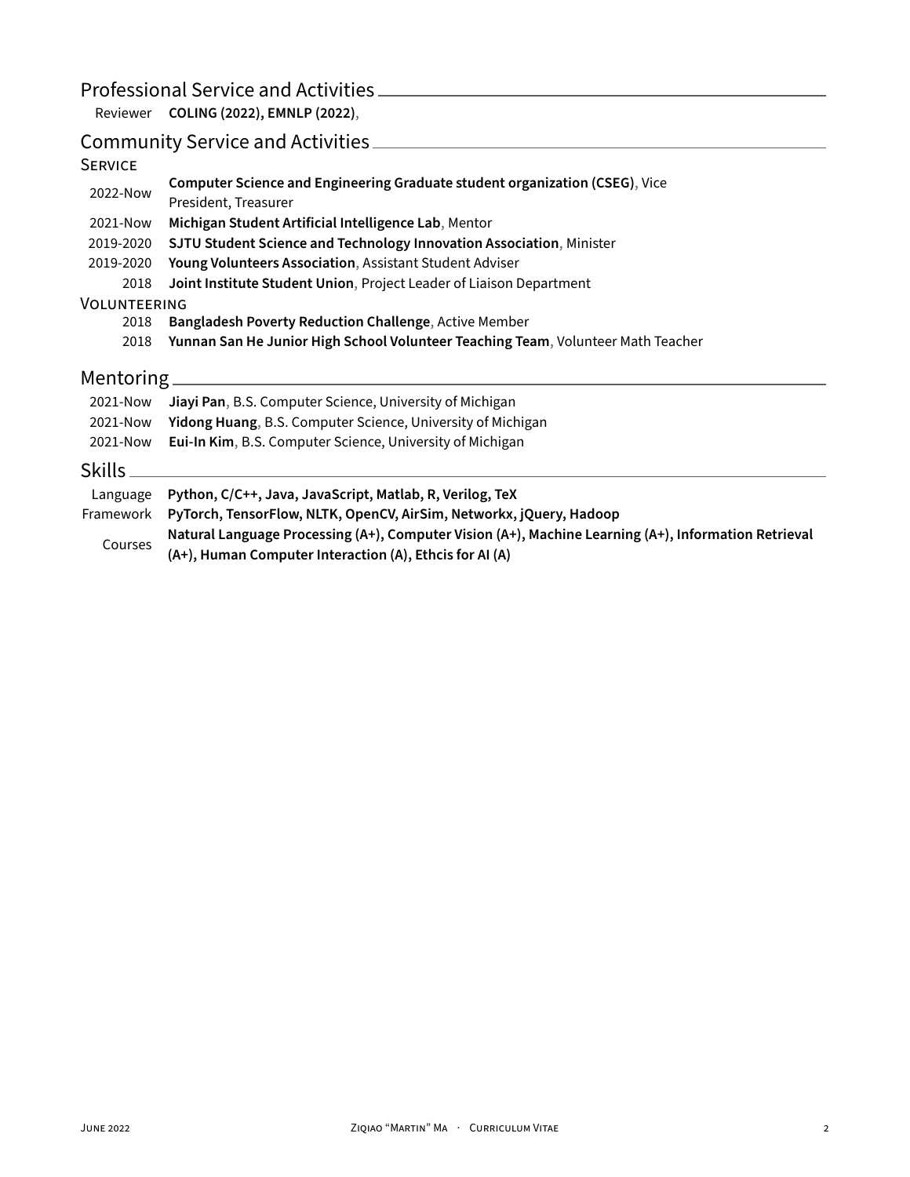## Professional Service and Activities

Reviewer **COLING (2022), EMNLP (2022)**,

## Community Service and Activities

### Service

- 2022-Now **Computer Science and Engineering Graduate student organization (CSEG)**, Vice President, Treasurer
- 2021-Now **Michigan Student Artificial Intelligence Lab**, Mentor
- 2019-2020 **SJTU Student Science and Technology Innovation Association**, Minister
- 2019-2020 **Young Volunteers Association**, Assistant Student Adviser
- 2018 **Joint Institute Student Union**, Project Leader of Liaison Department

### Volunteering

- 2018 **Bangladesh Poverty Reduction Challenge**, Active Member
- 2018 **Yunnan San He Junior High School Volunteer Teaching Team**, Volunteer Math Teacher

## Mentoring

- 2021-Now **Jiayi Pan**, B.S. Computer Science, University of Michigan
- 2021-Now **Yidong Huang**, B.S. Computer Science, University of Michigan
- 2021-Now **Eui-In Kim**, B.S. Computer Science, University of Michigan

## Skills

Language **Python, C/C++, Java, JavaScript, Matlab, R, Verilog, TeX**

Framework **PyTorch, TensorFlow, NLTK, OpenCV, AirSim, Networkx, jQuery, Hadoop**

Courses **Natural Language Processing (A+), Computer Vision (A+), Machine Learning (A+), Information Retrieval (A+), Human Computer Interaction (A), Ethcis for AI (A)**